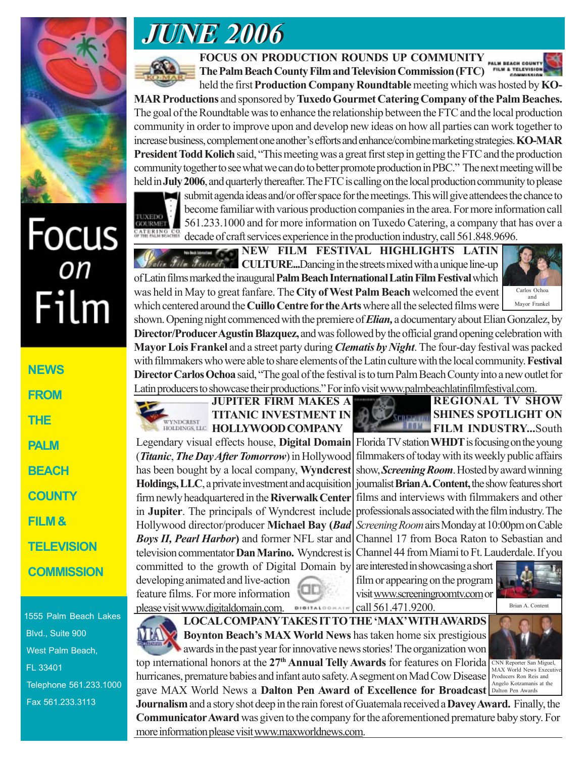# JUNE 2006

# Focus on Film

**NEWS FROM THE PALM BEACH COUNTY FILM & TELEVISION COMMISSION**

1555 Palm Beach Lakes Blvd., Suite 900
West Palm Beach, FL 33401
Telephone 561.233.1000
Fax 561.233.3113

## FOCUS ON PRODUCTION ROUNDS UP COMMUNITY

**The Palm Beach County Film and Television Commission (FTC)** held the first **Production Company Roundtable** meeting which was hosted by **KO-MAR Productions** and sponsored by **Tuxedo Gourmet Catering Company of the Palm Beaches.** The goal of the Roundtable was to enhance the relationship between the FTC and the local production community in order to improve upon and develop new ideas on how all parties can work together to increase business, complement one another's efforts and enhance/combine marketing strategies. **KO-MAR President Todd Kolich** said, "This meeting was a great first step in getting the FTC and the production community together to see what we can do to better promote production in PBC." The next meeting will be held in **July 2006**, and quarterly thereafter. The FTC is calling on the local production community to please submit agenda ideas and/or offer space for the meetings. This will give attendees the chance to become familiar with various production companies in the area. For more information call 561.233.1000 and for more information on Tuxedo Catering, a company that has over a decade of craft services experience in the production industry, call 561.848.9696.

## NEW FILM FESTIVAL HIGHLIGHTS LATIN CULTURE...

Dancing in the streets mixed with a unique line-up of Latin films marked the inaugural **Palm Beach International Latin Film Festival** which was held in May to great fanfare. The **City of West Palm Beach** welcomed the event which centered around the **Cuillo Centre for the Arts** where all the selected films were shown. Opening night commenced with the premiere of ***Elian,*** a documentary about Elian Gonzalez, by **Director/Producer Agustin Blazquez,** and was followed by the official grand opening celebration with **Mayor Lois Frankel** and a street party during ***Clematis by Night***. The four-day festival was packed with filmmakers who were able to share elements of the Latin culture with the local community. **Festival Director Carlos Ochoa** said, "The goal of the festival is to turn Palm Beach County into a new outlet for Latin producers to showcase their productions." For info visit www.palmbeachlatinfilmfestival.com.

Carlos Ochoa and Mayor Frankel

## JUPITER FIRM MAKES A TITANIC INVESTMENT IN HOLLYWOOD COMPANY

Legendary visual effects house, **Digital Domain** (***Titanic***, ***The Day After Tomorrow***) in Hollywood has been bought by a local company, **Wyndcrest Holdings, LLC**, a private investment and acquisition firm newly headquartered in the **Riverwalk Center** in **Jupiter**. The principals of Wyndcrest include Hollywood director/producer **Michael Bay (*Bad Boys II, Pearl Harbor*)** and former NFL star and television commentator **Dan Marino.** Wyndcrest is committed to the growth of Digital Domain by developing animated and live-action feature films. For more information please visit www.digitaldomain.com.

## REGIONAL TV SHOW SHINES SPOTLIGHT ON FILM INDUSTRY...

South Florida TV station **WHDT** is focusing on the young filmmakers of today with its weekly public affairs show, ***Screening Room***. Hosted by award winning journalist **Brian A. Content,** the show features short films and interviews with filmmakers and other professionals associated with the film industry. The *Screening Room* airs Monday at 10:00pm on Cable Channel 17 from Boca Raton to Sebastian and Channel 44 from Miami to Ft. Lauderdale. If you are interested in showcasing a short film or appearing on the program visit www.screeningroomtv.com or call 561.471.9200.

Brian A. Content

## LOCAL COMPANY TAKES IT TO THE 'MAX' WITH AWARDS

**Boynton Beach's MAX World News** has taken home six prestigious awards in the past year for innovative news stories! The organization won top international honors at the **27th Annual Telly Awards** for features on Florida hurricanes, premature babies and infant auto safety. A segment on Mad Cow Disease gave MAX World News a **Dalton Pen Award of Excellence for Broadcast Journalism** and a story shot deep in the rain forest of Guatemala received a **Davey Award.** Finally, the **Communicator Award** was given to the company for the aforementioned premature baby story. For more information please visit www.maxworldnews.com.

CNN Reporter San Miguel, MAX World News Executive Producers Ron Reis and Angelo Kotzamanis at the Dalton Pen Awards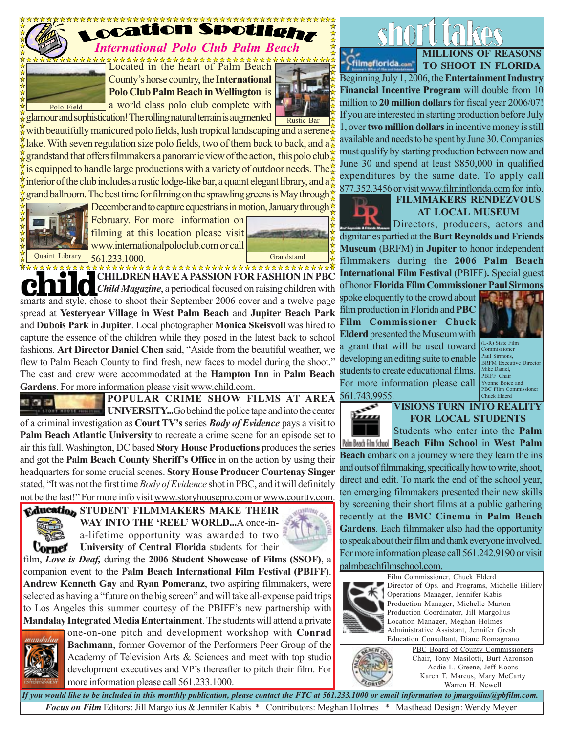## Location Spotlight

### International Polo Club Palm Beach

Polo Field

Rustic Bar

Located in the heart of Palm Beach County's horse country, the **International Polo Club Palm Beach in Wellington** is a world class polo club complete with glamour and sophistication! The rolling natural terrain is augmented with beautifully manicured polo fields, lush tropical landscaping and a serene lake. With seven regulation size polo fields, two of them back to back, and a grandstand that offers filmmakers a panoramic view of the action, this polo club is equipped to handle large productions with a variety of outdoor needs. The interior of the club includes a rustic lodge-like bar, a quaint elegant library, and a grand ballroom. The best time for filming on the sprawling greens is May through December and to capture equestrians in motion, January through February. For more information on filming at this location please visit www.internationalpoloclub.com or call 561.233.1000.

Quaint Library

Grandstand

**CHILDREN HAVE A PASSION FOR FASHION IN PBC** *Child Magazine*, a periodical focused on raising children with smarts and style, chose to shoot their September 2006 cover and a twelve page spread at **Yesteryear Village in West Palm Beach** and **Jupiter Beach Park** and **Dubois Park** in **Jupiter**. Local photographer **Monica Skeisvoll** was hired to capture the essence of the children while they posed in the latest back to school fashions. **Art Director Daniel Chen** said, "Aside from the beautiful weather, we flew to Palm Beach County to find fresh, new faces to model during the shoot." The cast and crew were accommodated at the **Hampton Inn** in **Palm Beach Gardens**. For more information please visit www.child.com.

**POPULAR CRIME SHOW FILMS AT AREA UNIVERSITY...** Go behind the police tape and into the center of a criminal investigation as **Court TV's** series ***Body of Evidence*** pays a visit to **Palm Beach Atlantic University** to recreate a crime scene for an episode set to air this fall. Washington, DC based **Story House Productions** produces the series and got the **Palm Beach County Sheriff's Office** in on the action by using their headquarters for some crucial scenes. **Story House Producer Courtenay Singer** stated, "It was not the first time *Body of Evidence* shot in PBC, and it will definitely not be the last!" For more info visit www.storyhousepro.com or www.courttv.com.

### Education Corner

**STUDENT FILMMAKERS MAKE THEIR WAY INTO THE 'REEL' WORLD...** A once-in-a-lifetime opportunity was awarded to two **University of Central Florida** students for their film, ***Love is Deaf,*** during the **2006 Student Showcase of Films (SSOF)**, a companion event to the **Palm Beach International Film Festival (PBIFF)**. **Andrew Kenneth Gay** and **Ryan Pomeranz**, two aspiring filmmakers, were selected as having a "future on the big screen" and will take all-expense paid trips to Los Angeles this summer courtesy of the PBIFF's new partnership with **Mandalay Integrated Media Entertainment**. The students will attend a private one-on-one pitch and development workshop with **Conrad Bachmann**, former Governor of the Performers Peer Group of the Academy of Television Arts & Sciences and meet with top studio development executives and VP's thereafter to pitch their film. For more information please call 561.233.1000.

## short takes

**MILLIONS OF REASONS TO SHOOT IN FLORIDA**

Beginning July 1, 2006, the **Entertainment Industry Financial Incentive Program** will double from 10 million to **20 million dollars** for fiscal year 2006/07! If you are interested in starting production before July 1, over **two million dollars** in incentive money is still available and needs to be spent by June 30. Companies must qualify by starting production between now and June 30 and spend at least $850,000 in qualified expenditures by the same date. To apply call 877.352.3456 or visit www.filminflorida.com for info.

**FILMMAKERS RENDEZVOUS AT LOCAL MUSEUM**

Directors, producers, actors and dignitaries partied at the **Burt Reynolds and Friends Museum** (BRFM) in **Jupiter** to honor independent filmmakers during the **2006 Palm Beach International Film Festival** (PBIFF)**.** Special guest of honor **Florida Film Commissioner Paul Sirmons** spoke eloquently to the crowd about film production in Florida and **PBC Film Commissioner Chuck Elderd** presented the Museum with a grant that will be used toward developing an editing suite to enable students to create educational films. For more information please call 561.743.9955.

(L-R) State Film Commissioner Paul Sirmons, BRFM Executive Director Mike Daniel, PBIFF Chair Yvonne Boice and PBC Film Commissioner Chuck Elderd

**VISIONS TURN INTO REALITY FOR LOCAL STUDENTS**

Students who enter into the **Palm Beach Film School** in **West Palm Beach** embark on a journey where they learn the ins and outs of filmmaking, specifically how to write, shoot, direct and edit. To mark the end of the school year, ten emerging filmmakers presented their new skills by screening their short films at a public gathering recently at the **BMC Cinema** in **Palm Beach Gardens**. Each filmmaker also had the opportunity to speak about their film and thank everyone involved. For more information please call 561.242.9190 or visit palmbeachfilmschool.com.

Film Commissioner, Chuck Elderd
Director of Ops. and Programs, Michelle Hillery
Operations Manager, Jennifer Kabis
Production Manager, Michelle Marton
Production Coordinator, Jill Margolius
Location Manager, Meghan Holmes
Administrative Assistant, Jennifer Gresh
Education Consultant, Diane Romagnano

PBC Board of County Commissioners
Chair, Tony Masilotti, Burt Aaronson
Addie L. Greene, Jeff Koons
Karen T. Marcus, Mary McCarty
Warren H. Newell

*If you would like to be included in this monthly publication, please contact the FTC at 561.233.1000 or email information to jmargolius@pbfilm.com.*

*Focus on Film* Editors: Jill Margolius & Jennifer Kabis * Contributors: Meghan Holmes * Masthead Design: Wendy Meyer